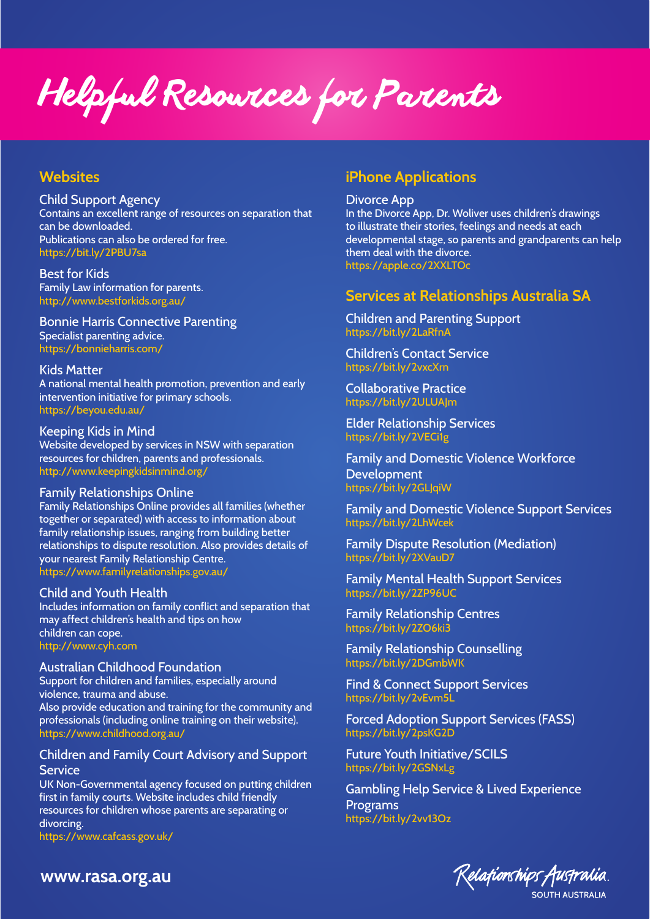# Helpful Resources for Parents

## Websites

**Child Support Agency**
Contains an excellent range of resources on separation that can be downloaded.
Publications can also be ordered for free.
https://bit.ly/2PBU7sa

**Best for Kids**
Family Law information for parents.
http://www.bestforkids.org.au/

**Bonnie Harris Connective Parenting**
Specialist parenting advice.
https://bonnieharris.com/

**Kids Matter**
A national mental health promotion, prevention and early intervention initiative for primary schools.
https://beyou.edu.au/

**Keeping Kids in Mind**
Website developed by services in NSW with separation resources for children, parents and professionals.
http://www.keepingkidsinmind.org/

**Family Relationships Online**
Family Relationships Online provides all families (whether together or separated) with access to information about family relationship issues, ranging from building better relationships to dispute resolution. Also provides details of your nearest Family Relationship Centre.
https://www.familyrelationships.gov.au/

**Child and Youth Health**
Includes information on family conflict and separation that may affect children's health and tips on how children can cope.
http://www.cyh.com

**Australian Childhood Foundation**
Support for children and families, especially around violence, trauma and abuse.
Also provide education and training for the community and professionals (including online training on their website).
https://www.childhood.org.au/

**Children and Family Court Advisory and Support Service**
UK Non-Governmental agency focused on putting children first in family courts. Website includes child friendly resources for children whose parents are separating or divorcing.
https://www.cafcass.gov.uk/

## iPhone Applications

**Divorce App**
In the Divorce App, Dr. Woliver uses children's drawings to illustrate their stories, feelings and needs at each developmental stage, so parents and grandparents can help them deal with the divorce.
https://apple.co/2XXLTOc

## Services at Relationships Australia SA

**Children and Parenting Support**
https://bit.ly/2LaRfnA

**Children's Contact Service**
https://bit.ly/2vxcXrn

**Collaborative Practice**
https://bit.ly/2ULUAJm

**Elder Relationship Services**
https://bit.ly/2VECi1g

**Family and Domestic Violence Workforce Development**
https://bit.ly/2GLJqiW

**Family and Domestic Violence Support Services**
https://bit.ly/2LhWcek

**Family Dispute Resolution (Mediation)**
https://bit.ly/2XVauD7

**Family Mental Health Support Services**
https://bit.ly/2ZP96UC

**Family Relationship Centres**
https://bit.ly/2ZO6ki3

**Family Relationship Counselling**
https://bit.ly/2DGmbWK

**Find & Connect Support Services**
https://bit.ly/2vEvm5L

**Forced Adoption Support Services (FASS)**
https://bit.ly/2psKG2D

**Future Youth Initiative/SCILS**
https://bit.ly/2GSNxLg

**Gambling Help Service & Lived Experience Programs**
https://bit.ly/2vv13Oz

www.rasa.org.au

Relationships Australia
SOUTH AUSTRALIA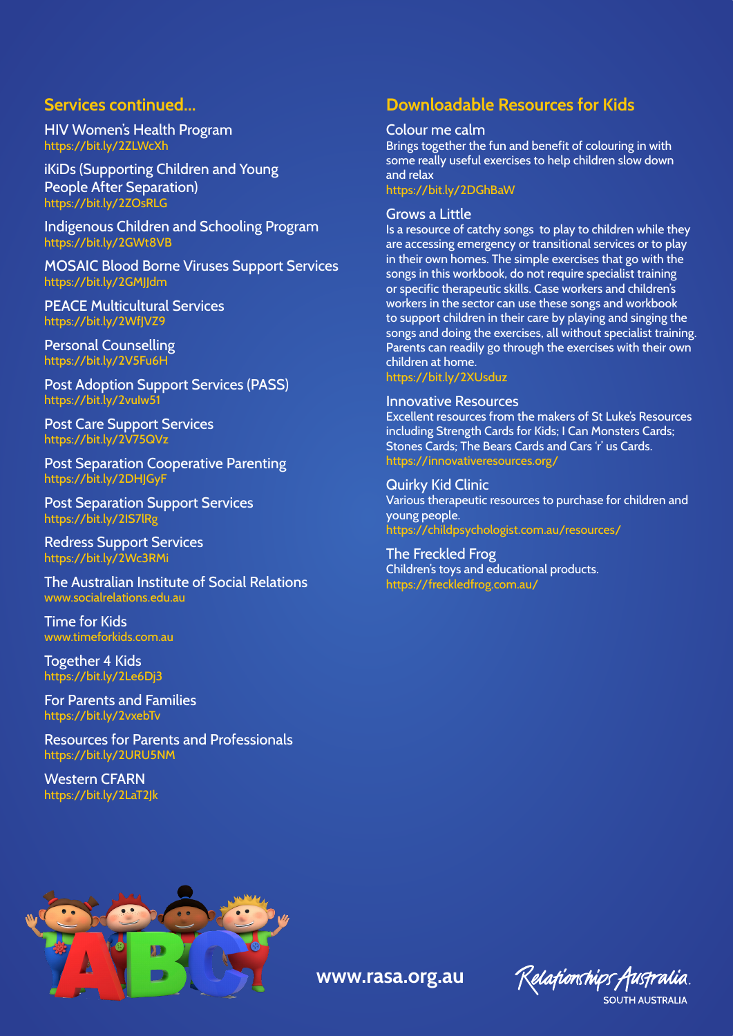## Services continued...

HIV Women's Health Program
https://bit.ly/2ZLWcXh

iKiDs (Supporting Children and Young People After Separation)
https://bit.ly/2ZOsRLG

Indigenous Children and Schooling Program
https://bit.ly/2GWt8VB

MOSAIC Blood Borne Viruses Support Services
https://bit.ly/2GMJJdm

PEACE Multicultural Services
https://bit.ly/2WfJVZ9

Personal Counselling
https://bit.ly/2V5Fu6H

Post Adoption Support Services (PASS)
https://bit.ly/2vulw51

Post Care Support Services
https://bit.ly/2V75QVz

Post Separation Cooperative Parenting
https://bit.ly/2DHJGyF

Post Separation Support Services
https://bit.ly/2IS7lRg

Redress Support Services
https://bit.ly/2Wc3RMi

The Australian Institute of Social Relations
www.socialrelations.edu.au

Time for Kids
www.timeforkids.com.au

Together 4 Kids
https://bit.ly/2Le6Dj3

For Parents and Families
https://bit.ly/2vxebTv

Resources for Parents and Professionals
https://bit.ly/2URU5NM

Western CFARN
https://bit.ly/2LaT2Jk

## Downloadable Resources for Kids

Colour me calm
Brings together the fun and benefit of colouring in with some really useful exercises to help children slow down and relax
https://bit.ly/2DGhBaW

Grows a Little
Is a resource of catchy songs to play to children while they are accessing emergency or transitional services or to play in their own homes. The simple exercises that go with the songs in this workbook, do not require specialist training or specific therapeutic skills. Case workers and children's workers in the sector can use these songs and workbook to support children in their care by playing and singing the songs and doing the exercises, all without specialist training. Parents can readily go through the exercises with their own children at home.
https://bit.ly/2XUsduz

Innovative Resources
Excellent resources from the makers of St Luke's Resources including Strength Cards for Kids; I Can Monsters Cards; Stones Cards; The Bears Cards and Cars 'r' us Cards.
https://innovativeresources.org/

Quirky Kid Clinic
Various therapeutic resources to purchase for children and young people.
https://childpsychologist.com.au/resources/

The Freckled Frog
Children's toys and educational products.
https://freckledfrog.com.au/

www.rasa.org.au

Relationships Australia SOUTH AUSTRALIA